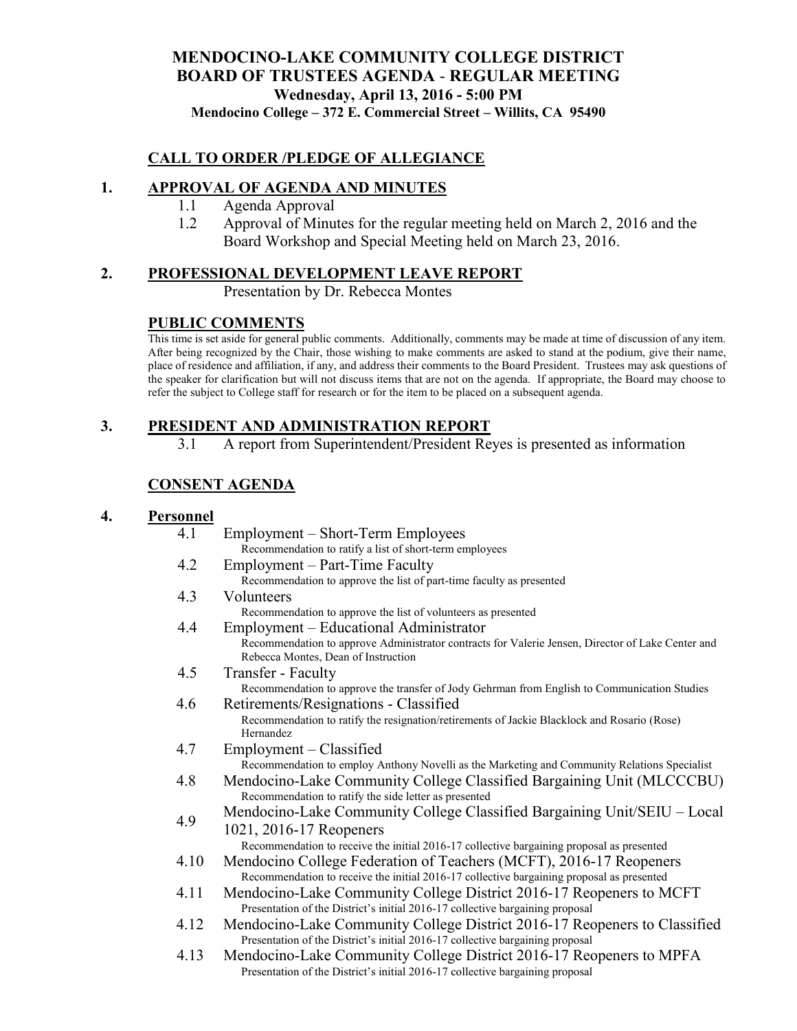# MENDOCINO-LAKE COMMUNITY COLLEGE DISTRICT
# BOARD OF TRUSTEES AGENDA - REGULAR MEETING

**Wednesday, April 13, 2016 - 5:00 PM**

**Mendocino College – 372 E. Commercial Street – Willits, CA 95490**

## CALL TO ORDER /PLEDGE OF ALLEGIANCE

## 1. APPROVAL OF AGENDA AND MINUTES

1.1 Agenda Approval

1.2 Approval of Minutes for the regular meeting held on March 2, 2016 and the Board Workshop and Special Meeting held on March 23, 2016.

## 2. PROFESSIONAL DEVELOPMENT LEAVE REPORT

Presentation by Dr. Rebecca Montes

## PUBLIC COMMENTS

This time is set aside for general public comments. Additionally, comments may be made at time of discussion of any item. After being recognized by the Chair, those wishing to make comments are asked to stand at the podium, give their name, place of residence and affiliation, if any, and address their comments to the Board President. Trustees may ask questions of the speaker for clarification but will not discuss items that are not on the agenda. If appropriate, the Board may choose to refer the subject to College staff for research or for the item to be placed on a subsequent agenda.

## 3. PRESIDENT AND ADMINISTRATION REPORT

3.1 A report from Superintendent/President Reyes is presented as information

## CONSENT AGENDA

## 4. Personnel

4.1 Employment – Short-Term Employees
Recommendation to ratify a list of short-term employees

4.2 Employment – Part-Time Faculty
Recommendation to approve the list of part-time faculty as presented

4.3 Volunteers
Recommendation to approve the list of volunteers as presented

4.4 Employment – Educational Administrator
Recommendation to approve Administrator contracts for Valerie Jensen, Director of Lake Center and Rebecca Montes, Dean of Instruction

4.5 Transfer - Faculty
Recommendation to approve the transfer of Jody Gehrman from English to Communication Studies

4.6 Retirements/Resignations - Classified
Recommendation to ratify the resignation/retirements of Jackie Blacklock and Rosario (Rose) Hernandez

4.7 Employment – Classified
Recommendation to employ Anthony Novelli as the Marketing and Community Relations Specialist

4.8 Mendocino-Lake Community College Classified Bargaining Unit (MLCCCBU)
Recommendation to ratify the side letter as presented

4.9 Mendocino-Lake Community College Classified Bargaining Unit/SEIU – Local 1021, 2016-17 Reopeners
Recommendation to receive the initial 2016-17 collective bargaining proposal as presented

4.10 Mendocino College Federation of Teachers (MCFT), 2016-17 Reopeners
Recommendation to receive the initial 2016-17 collective bargaining proposal as presented

4.11 Mendocino-Lake Community College District 2016-17 Reopeners to MCFT
Presentation of the District's initial 2016-17 collective bargaining proposal

4.12 Mendocino-Lake Community College District 2016-17 Reopeners to Classified
Presentation of the District's initial 2016-17 collective bargaining proposal

4.13 Mendocino-Lake Community College District 2016-17 Reopeners to MPFA
Presentation of the District's initial 2016-17 collective bargaining proposal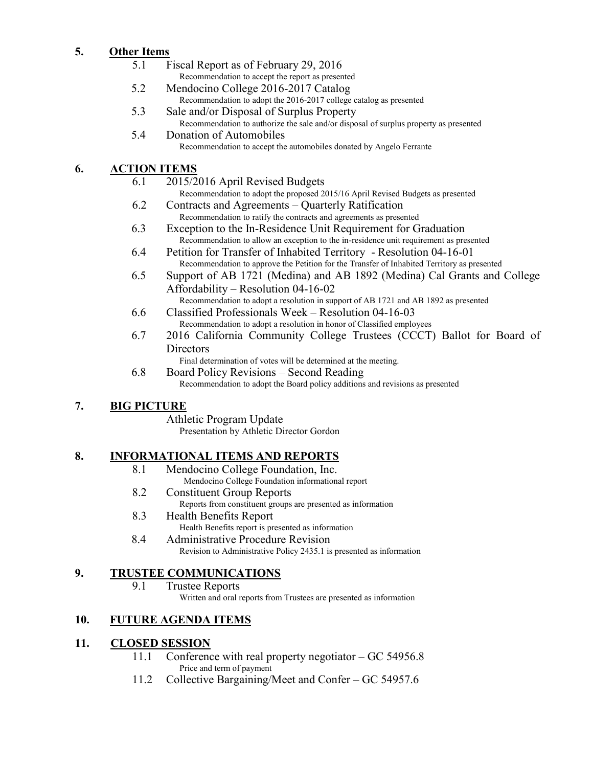## 5. Other Items

- 5.1 Fiscal Report as of February 29, 2016
  - Recommendation to accept the report as presented
- 5.2 Mendocino College 2016-2017 Catalog
  - Recommendation to adopt the 2016-2017 college catalog as presented
- 5.3 Sale and/or Disposal of Surplus Property
  - Recommendation to authorize the sale and/or disposal of surplus property as presented
- 5.4 Donation of Automobiles
  - Recommendation to accept the automobiles donated by Angelo Ferrante

## 6. ACTION ITEMS

- 6.1 2015/2016 April Revised Budgets
  - Recommendation to adopt the proposed 2015/16 April Revised Budgets as presented
- 6.2 Contracts and Agreements – Quarterly Ratification
  - Recommendation to ratify the contracts and agreements as presented
- 6.3 Exception to the In-Residence Unit Requirement for Graduation
  - Recommendation to allow an exception to the in-residence unit requirement as presented
- 6.4 Petition for Transfer of Inhabited Territory - Resolution 04-16-01
  - Recommendation to approve the Petition for the Transfer of Inhabited Territory as presented
- 6.5 Support of AB 1721 (Medina) and AB 1892 (Medina) Cal Grants and College Affordability – Resolution 04-16-02
  - Recommendation to adopt a resolution in support of AB 1721 and AB 1892 as presented
- 6.6 Classified Professionals Week – Resolution 04-16-03
  - Recommendation to adopt a resolution in honor of Classified employees
- 6.7 2016 California Community College Trustees (CCCT) Ballot for Board of Directors
  - Final determination of votes will be determined at the meeting.
- 6.8 Board Policy Revisions – Second Reading
  - Recommendation to adopt the Board policy additions and revisions as presented

## 7. BIG PICTURE

Athletic Program Update
Presentation by Athletic Director Gordon

## 8. INFORMATIONAL ITEMS AND REPORTS

- 8.1 Mendocino College Foundation, Inc.
  - Mendocino College Foundation informational report
- 8.2 Constituent Group Reports
  - Reports from constituent groups are presented as information
- 8.3 Health Benefits Report
  - Health Benefits report is presented as information
- 8.4 Administrative Procedure Revision
  - Revision to Administrative Policy 2435.1 is presented as information

## 9. TRUSTEE COMMUNICATIONS

- 9.1 Trustee Reports
  - Written and oral reports from Trustees are presented as information

## 10. FUTURE AGENDA ITEMS

## 11. CLOSED SESSION

- 11.1 Conference with real property negotiator – GC 54956.8
  - Price and term of payment
- 11.2 Collective Bargaining/Meet and Confer – GC 54957.6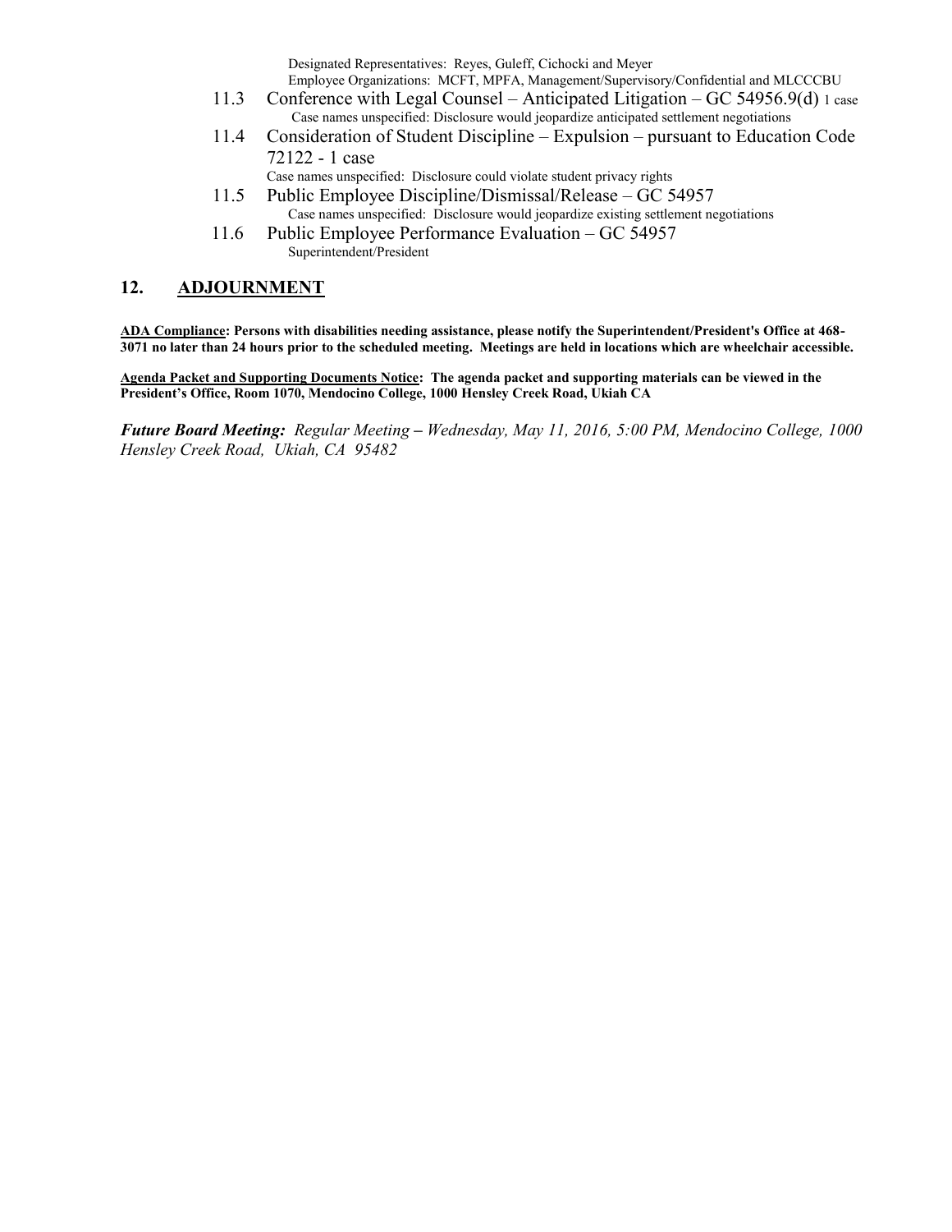Designated Representatives: Reyes, Guleff, Cichocki and Meyer
Employee Organizations: MCFT, MPFA, Management/Supervisory/Confidential and MLCCCBU

11.3 Conference with Legal Counsel – Anticipated Litigation – GC 54956.9(d) 1 case
Case names unspecified: Disclosure would jeopardize anticipated settlement negotiations

11.4 Consideration of Student Discipline – Expulsion – pursuant to Education Code 72122 - 1 case
Case names unspecified: Disclosure could violate student privacy rights

11.5 Public Employee Discipline/Dismissal/Release – GC 54957
Case names unspecified: Disclosure would jeopardize existing settlement negotiations

11.6 Public Employee Performance Evaluation – GC 54957
Superintendent/President

## 12. ADJOURNMENT

**ADA Compliance: Persons with disabilities needing assistance, please notify the Superintendent/President's Office at 468-3071 no later than 24 hours prior to the scheduled meeting. Meetings are held in locations which are wheelchair accessible.**

**Agenda Packet and Supporting Documents Notice: The agenda packet and supporting materials can be viewed in the President's Office, Room 1070, Mendocino College, 1000 Hensley Creek Road, Ukiah CA**

***Future Board Meeting:*** *Regular Meeting – Wednesday, May 11, 2016, 5:00 PM, Mendocino College, 1000 Hensley Creek Road, Ukiah, CA 95482*